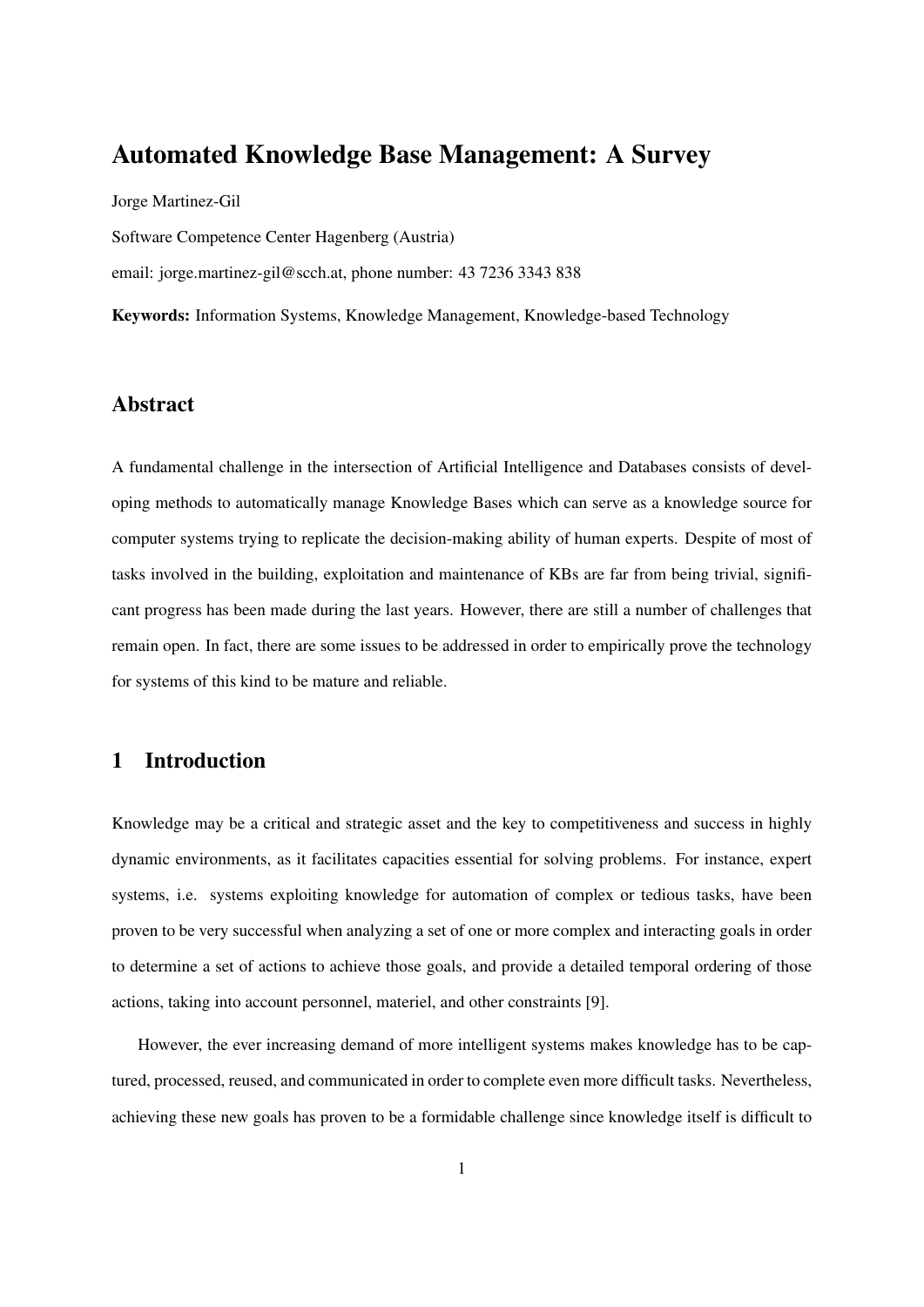# Automated Knowledge Base Management: A Survey

Jorge Martinez-Gil

Software Competence Center Hagenberg (Austria)

email: jorge.martinez-gil@scch.at, phone number: 43 7236 3343 838

**Keywords:** Information Systems, Knowledge Management, Knowledge-based Technology

## Abstract

A fundamental challenge in the intersection of Artificial Intelligence and Databases consists of developing methods to automatically manage Knowledge Bases which can serve as a knowledge source for computer systems trying to replicate the decision-making ability of human experts. Despite of most of tasks involved in the building, exploitation and maintenance of KBs are far from being trivial, significant progress has been made during the last years. However, there are still a number of challenges that remain open. In fact, there are some issues to be addressed in order to empirically prove the technology for systems of this kind to be mature and reliable.

## 1 Introduction

Knowledge may be a critical and strategic asset and the key to competitiveness and success in highly dynamic environments, as it facilitates capacities essential for solving problems. For instance, expert systems, i.e. systems exploiting knowledge for automation of complex or tedious tasks, have been proven to be very successful when analyzing a set of one or more complex and interacting goals in order to determine a set of actions to achieve those goals, and provide a detailed temporal ordering of those actions, taking into account personnel, materiel, and other constraints [9].

However, the ever increasing demand of more intelligent systems makes knowledge has to be captured, processed, reused, and communicated in order to complete even more difficult tasks. Nevertheless, achieving these new goals has proven to be a formidable challenge since knowledge itself is difficult to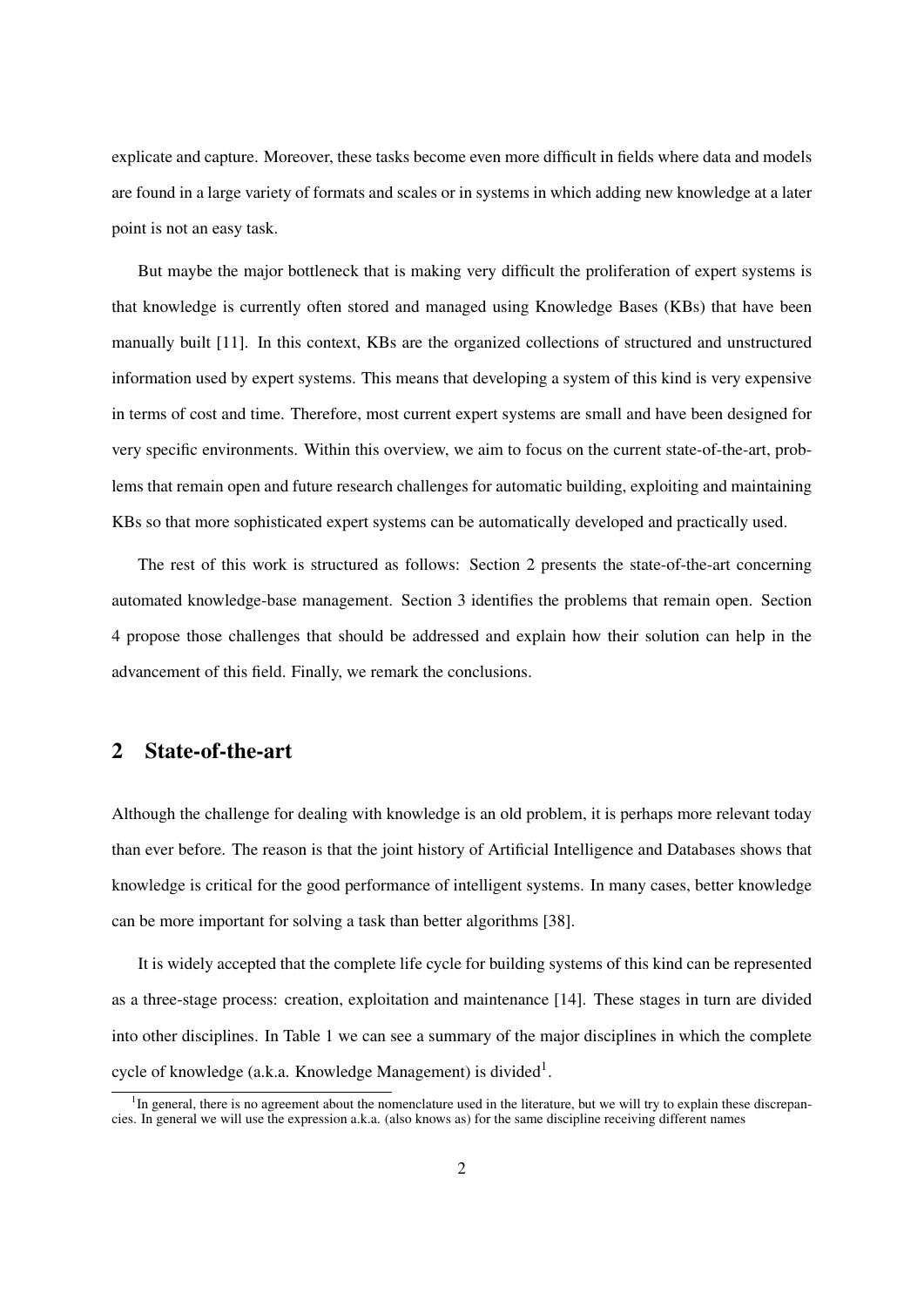explicate and capture. Moreover, these tasks become even more difficult in fields where data and models are found in a large variety of formats and scales or in systems in which adding new knowledge at a later point is not an easy task.

But maybe the major bottleneck that is making very difficult the proliferation of expert systems is that knowledge is currently often stored and managed using Knowledge Bases (KBs) that have been manually built [11]. In this context, KBs are the organized collections of structured and unstructured information used by expert systems. This means that developing a system of this kind is very expensive in terms of cost and time. Therefore, most current expert systems are small and have been designed for very specific environments. Within this overview, we aim to focus on the current state-of-the-art, problems that remain open and future research challenges for automatic building, exploiting and maintaining KBs so that more sophisticated expert systems can be automatically developed and practically used.

The rest of this work is structured as follows: Section 2 presents the state-of-the-art concerning automated knowledge-base management. Section 3 identifies the problems that remain open. Section 4 propose those challenges that should be addressed and explain how their solution can help in the advancement of this field. Finally, we remark the conclusions.

## 2 State-of-the-art

Although the challenge for dealing with knowledge is an old problem, it is perhaps more relevant today than ever before. The reason is that the joint history of Artificial Intelligence and Databases shows that knowledge is critical for the good performance of intelligent systems. In many cases, better knowledge can be more important for solving a task than better algorithms [38].

It is widely accepted that the complete life cycle for building systems of this kind can be represented as a three-stage process: creation, exploitation and maintenance [14]. These stages in turn are divided into other disciplines. In Table 1 we can see a summary of the major disciplines in which the complete cycle of knowledge (a.k.a. Knowledge Management) is divided[1].

[1] In general, there is no agreement about the nomenclature used in the literature, but we will try to explain these discrepancies. In general we will use the expression a.k.a. (also knows as) for the same discipline receiving different names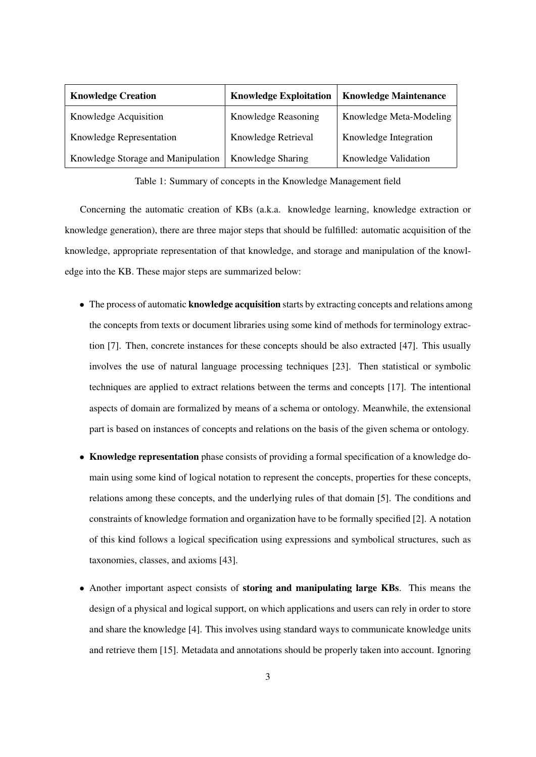| **Knowledge Creation** | **Knowledge Exploitation** | **Knowledge Maintenance** |
| --- | --- | --- |
| Knowledge Acquisition | Knowledge Reasoning | Knowledge Meta-Modeling |
| Knowledge Representation | Knowledge Retrieval | Knowledge Integration |
| Knowledge Storage and Manipulation | Knowledge Sharing | Knowledge Validation |

Table 1: Summary of concepts in the Knowledge Management field

Concerning the automatic creation of KBs (a.k.a. knowledge learning, knowledge extraction or knowledge generation), there are three major steps that should be fulfilled: automatic acquisition of the knowledge, appropriate representation of that knowledge, and storage and manipulation of the knowledge into the KB. These major steps are summarized below:

- The process of automatic **knowledge acquisition** starts by extracting concepts and relations among the concepts from texts or document libraries using some kind of methods for terminology extraction [7]. Then, concrete instances for these concepts should be also extracted [47]. This usually involves the use of natural language processing techniques [23]. Then statistical or symbolic techniques are applied to extract relations between the terms and concepts [17]. The intentional aspects of domain are formalized by means of a schema or ontology. Meanwhile, the extensional part is based on instances of concepts and relations on the basis of the given schema or ontology.
- **Knowledge representation** phase consists of providing a formal specification of a knowledge domain using some kind of logical notation to represent the concepts, properties for these concepts, relations among these concepts, and the underlying rules of that domain [5]. The conditions and constraints of knowledge formation and organization have to be formally specified [2]. A notation of this kind follows a logical specification using expressions and symbolical structures, such as taxonomies, classes, and axioms [43].
- Another important aspect consists of **storing and manipulating large KBs**. This means the design of a physical and logical support, on which applications and users can rely in order to store and share the knowledge [4]. This involves using standard ways to communicate knowledge units and retrieve them [15]. Metadata and annotations should be properly taken into account. Ignoring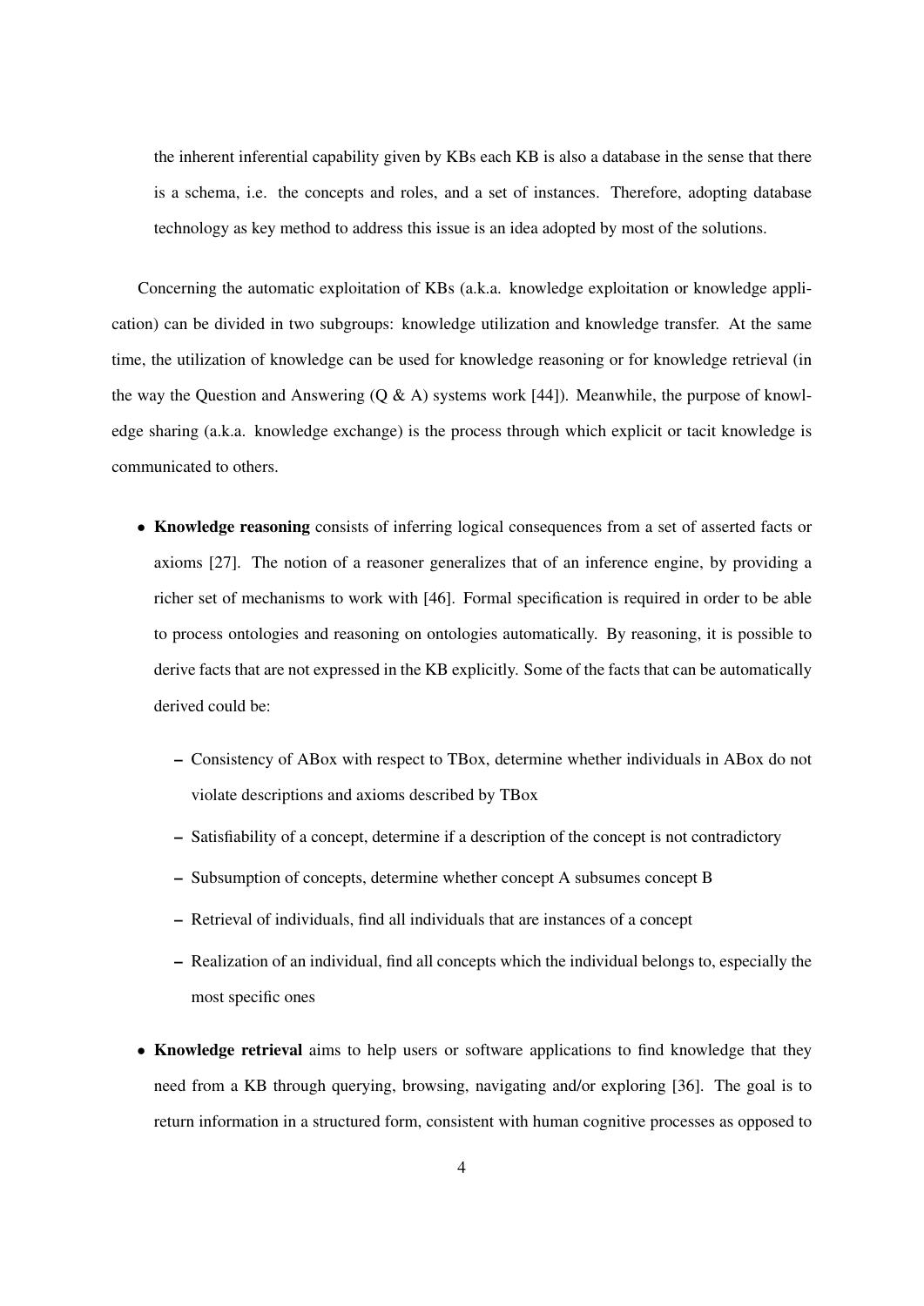the inherent inferential capability given by KBs each KB is also a database in the sense that there is a schema, i.e. the concepts and roles, and a set of instances. Therefore, adopting database technology as key method to address this issue is an idea adopted by most of the solutions.

Concerning the automatic exploitation of KBs (a.k.a. knowledge exploitation or knowledge application) can be divided in two subgroups: knowledge utilization and knowledge transfer. At the same time, the utilization of knowledge can be used for knowledge reasoning or for knowledge retrieval (in the way the Question and Answering (Q & A) systems work [44]). Meanwhile, the purpose of knowledge sharing (a.k.a. knowledge exchange) is the process through which explicit or tacit knowledge is communicated to others.

- **Knowledge reasoning** consists of inferring logical consequences from a set of asserted facts or axioms [27]. The notion of a reasoner generalizes that of an inference engine, by providing a richer set of mechanisms to work with [46]. Formal specification is required in order to be able to process ontologies and reasoning on ontologies automatically. By reasoning, it is possible to derive facts that are not expressed in the KB explicitly. Some of the facts that can be automatically derived could be:
  - Consistency of ABox with respect to TBox, determine whether individuals in ABox do not violate descriptions and axioms described by TBox
  - Satisfiability of a concept, determine if a description of the concept is not contradictory
  - Subsumption of concepts, determine whether concept A subsumes concept B
  - Retrieval of individuals, find all individuals that are instances of a concept
  - Realization of an individual, find all concepts which the individual belongs to, especially the most specific ones
- **Knowledge retrieval** aims to help users or software applications to find knowledge that they need from a KB through querying, browsing, navigating and/or exploring [36]. The goal is to return information in a structured form, consistent with human cognitive processes as opposed to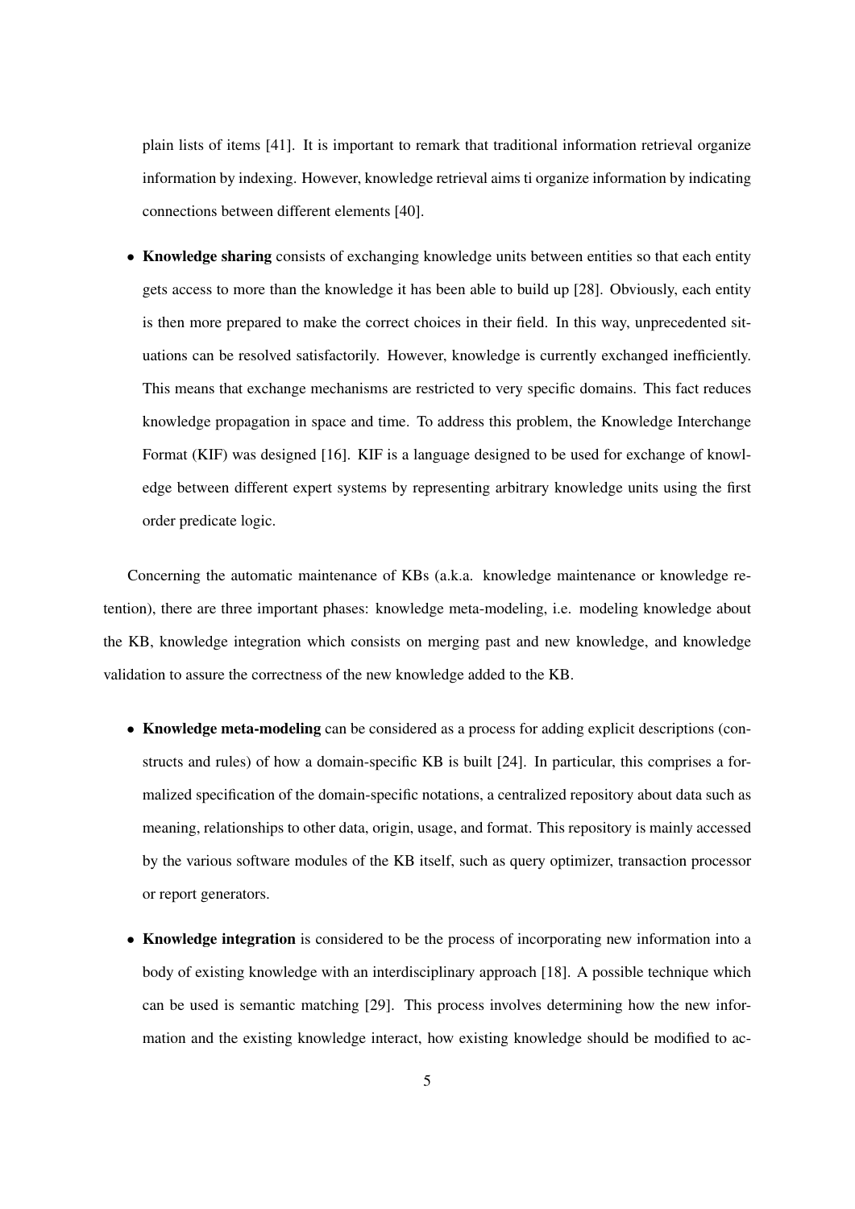plain lists of items [41]. It is important to remark that traditional information retrieval organize information by indexing. However, knowledge retrieval aims ti organize information by indicating connections between different elements [40].

- **Knowledge sharing** consists of exchanging knowledge units between entities so that each entity gets access to more than the knowledge it has been able to build up [28]. Obviously, each entity is then more prepared to make the correct choices in their field. In this way, unprecedented situations can be resolved satisfactorily. However, knowledge is currently exchanged inefficiently. This means that exchange mechanisms are restricted to very specific domains. This fact reduces knowledge propagation in space and time. To address this problem, the Knowledge Interchange Format (KIF) was designed [16]. KIF is a language designed to be used for exchange of knowledge between different expert systems by representing arbitrary knowledge units using the first order predicate logic.

Concerning the automatic maintenance of KBs (a.k.a. knowledge maintenance or knowledge retention), there are three important phases: knowledge meta-modeling, i.e. modeling knowledge about the KB, knowledge integration which consists on merging past and new knowledge, and knowledge validation to assure the correctness of the new knowledge added to the KB.

- **Knowledge meta-modeling** can be considered as a process for adding explicit descriptions (constructs and rules) of how a domain-specific KB is built [24]. In particular, this comprises a formalized specification of the domain-specific notations, a centralized repository about data such as meaning, relationships to other data, origin, usage, and format. This repository is mainly accessed by the various software modules of the KB itself, such as query optimizer, transaction processor or report generators.

- **Knowledge integration** is considered to be the process of incorporating new information into a body of existing knowledge with an interdisciplinary approach [18]. A possible technique which can be used is semantic matching [29]. This process involves determining how the new information and the existing knowledge interact, how existing knowledge should be modified to ac-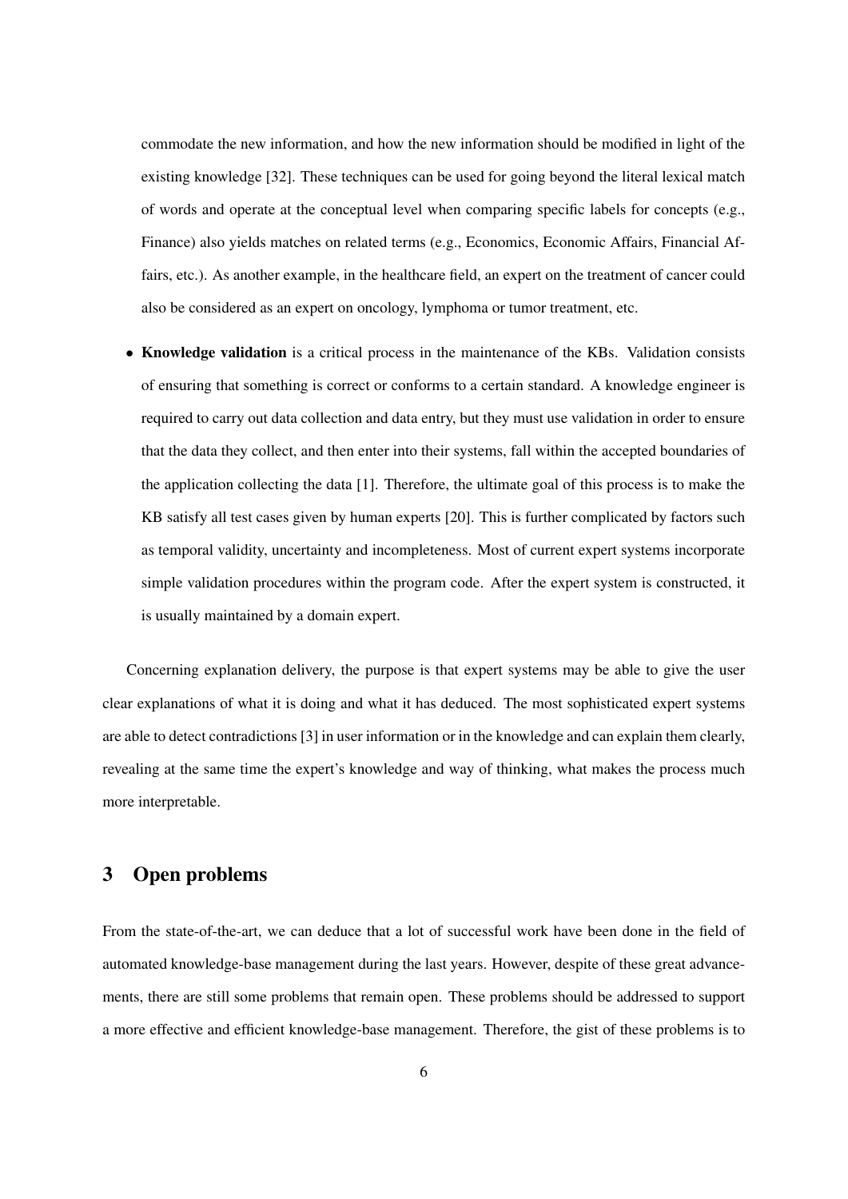commodate the new information, and how the new information should be modified in light of the existing knowledge [32]. These techniques can be used for going beyond the literal lexical match of words and operate at the conceptual level when comparing specific labels for concepts (e.g., Finance) also yields matches on related terms (e.g., Economics, Economic Affairs, Financial Affairs, etc.). As another example, in the healthcare field, an expert on the treatment of cancer could also be considered as an expert on oncology, lymphoma or tumor treatment, etc.

- **Knowledge validation** is a critical process in the maintenance of the KBs. Validation consists of ensuring that something is correct or conforms to a certain standard. A knowledge engineer is required to carry out data collection and data entry, but they must use validation in order to ensure that the data they collect, and then enter into their systems, fall within the accepted boundaries of the application collecting the data [1]. Therefore, the ultimate goal of this process is to make the KB satisfy all test cases given by human experts [20]. This is further complicated by factors such as temporal validity, uncertainty and incompleteness. Most of current expert systems incorporate simple validation procedures within the program code. After the expert system is constructed, it is usually maintained by a domain expert.

Concerning explanation delivery, the purpose is that expert systems may be able to give the user clear explanations of what it is doing and what it has deduced. The most sophisticated expert systems are able to detect contradictions [3] in user information or in the knowledge and can explain them clearly, revealing at the same time the expert's knowledge and way of thinking, what makes the process much more interpretable.

## 3 Open problems

From the state-of-the-art, we can deduce that a lot of successful work have been done in the field of automated knowledge-base management during the last years. However, despite of these great advancements, there are still some problems that remain open. These problems should be addressed to support a more effective and efficient knowledge-base management. Therefore, the gist of these problems is to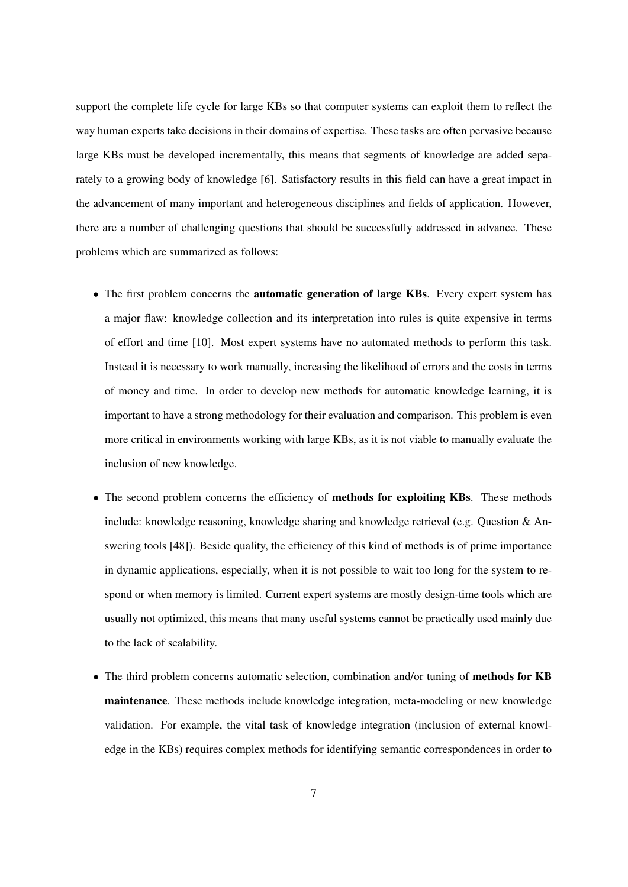support the complete life cycle for large KBs so that computer systems can exploit them to reflect the way human experts take decisions in their domains of expertise. These tasks are often pervasive because large KBs must be developed incrementally, this means that segments of knowledge are added separately to a growing body of knowledge [6]. Satisfactory results in this field can have a great impact in the advancement of many important and heterogeneous disciplines and fields of application. However, there are a number of challenging questions that should be successfully addressed in advance. These problems which are summarized as follows:

- The first problem concerns the **automatic generation of large KBs**. Every expert system has a major flaw: knowledge collection and its interpretation into rules is quite expensive in terms of effort and time [10]. Most expert systems have no automated methods to perform this task. Instead it is necessary to work manually, increasing the likelihood of errors and the costs in terms of money and time. In order to develop new methods for automatic knowledge learning, it is important to have a strong methodology for their evaluation and comparison. This problem is even more critical in environments working with large KBs, as it is not viable to manually evaluate the inclusion of new knowledge.

- The second problem concerns the efficiency of **methods for exploiting KBs**. These methods include: knowledge reasoning, knowledge sharing and knowledge retrieval (e.g. Question & Answering tools [48]). Beside quality, the efficiency of this kind of methods is of prime importance in dynamic applications, especially, when it is not possible to wait too long for the system to respond or when memory is limited. Current expert systems are mostly design-time tools which are usually not optimized, this means that many useful systems cannot be practically used mainly due to the lack of scalability.

- The third problem concerns automatic selection, combination and/or tuning of **methods for KB maintenance**. These methods include knowledge integration, meta-modeling or new knowledge validation. For example, the vital task of knowledge integration (inclusion of external knowledge in the KBs) requires complex methods for identifying semantic correspondences in order to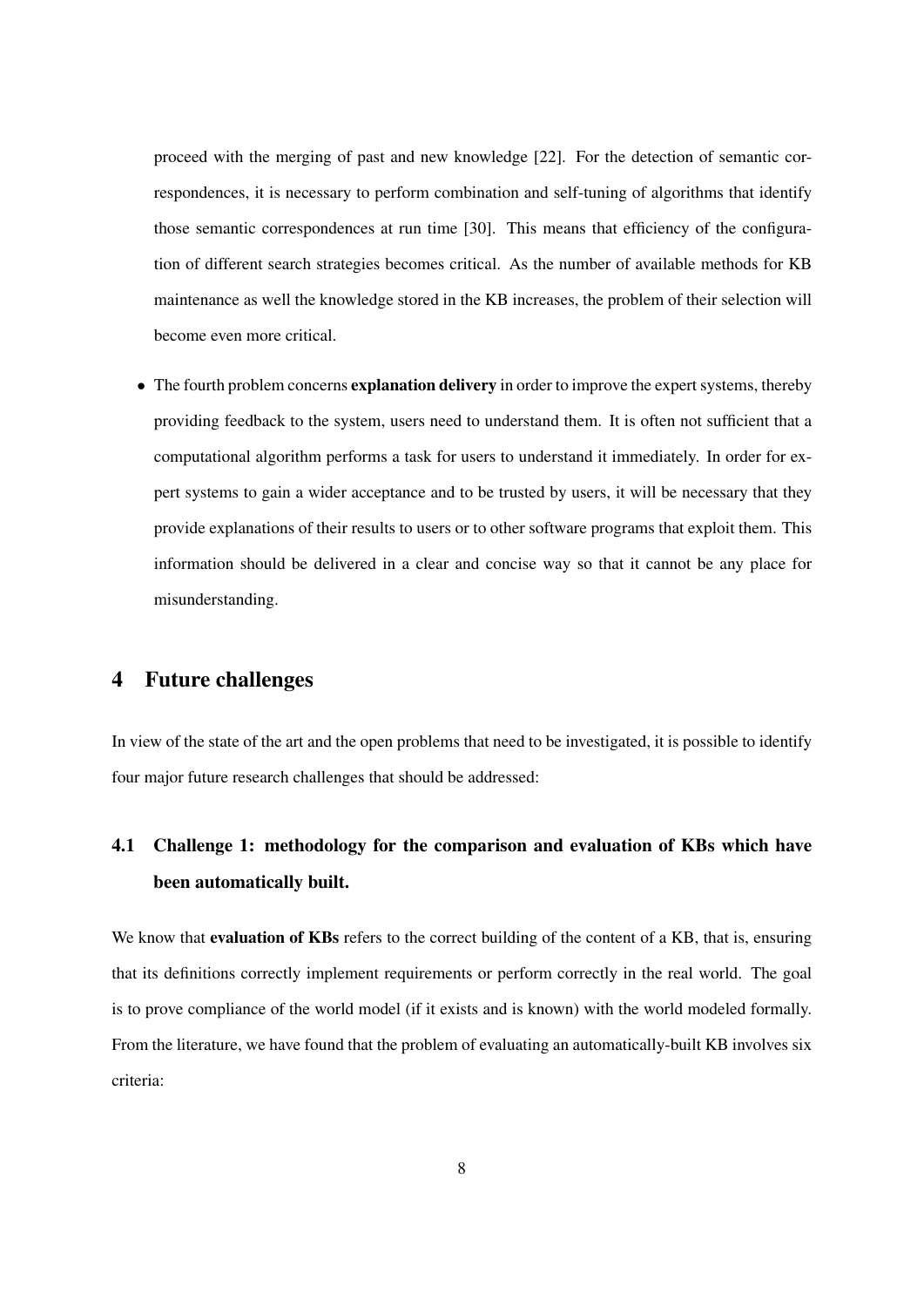proceed with the merging of past and new knowledge [22]. For the detection of semantic correspondences, it is necessary to perform combination and self-tuning of algorithms that identify those semantic correspondences at run time [30]. This means that efficiency of the configuration of different search strategies becomes critical. As the number of available methods for KB maintenance as well the knowledge stored in the KB increases, the problem of their selection will become even more critical.

- The fourth problem concerns **explanation delivery** in order to improve the expert systems, thereby providing feedback to the system, users need to understand them. It is often not sufficient that a computational algorithm performs a task for users to understand it immediately. In order for expert systems to gain a wider acceptance and to be trusted by users, it will be necessary that they provide explanations of their results to users or to other software programs that exploit them. This information should be delivered in a clear and concise way so that it cannot be any place for misunderstanding.

# 4 Future challenges

In view of the state of the art and the open problems that need to be investigated, it is possible to identify four major future research challenges that should be addressed:

## 4.1 Challenge 1: methodology for the comparison and evaluation of KBs which have been automatically built.

We know that **evaluation of KBs** refers to the correct building of the content of a KB, that is, ensuring that its definitions correctly implement requirements or perform correctly in the real world. The goal is to prove compliance of the world model (if it exists and is known) with the world modeled formally. From the literature, we have found that the problem of evaluating an automatically-built KB involves six criteria: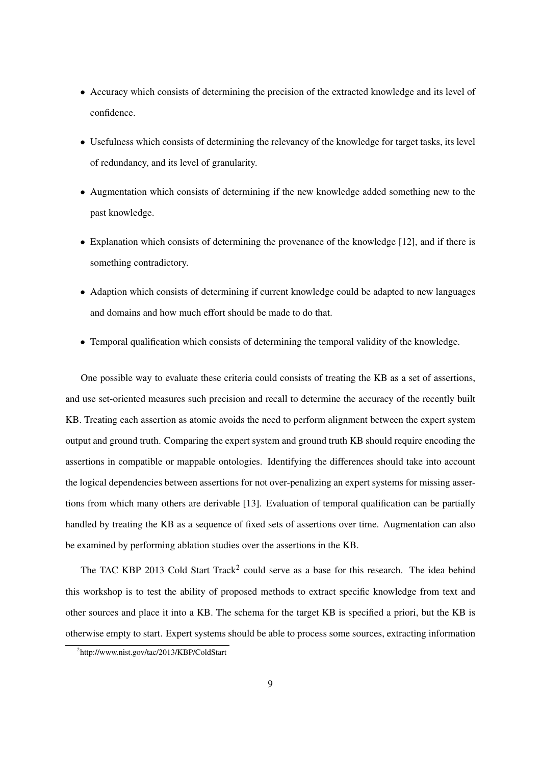- Accuracy which consists of determining the precision of the extracted knowledge and its level of confidence.
- Usefulness which consists of determining the relevancy of the knowledge for target tasks, its level of redundancy, and its level of granularity.
- Augmentation which consists of determining if the new knowledge added something new to the past knowledge.
- Explanation which consists of determining the provenance of the knowledge [12], and if there is something contradictory.
- Adaption which consists of determining if current knowledge could be adapted to new languages and domains and how much effort should be made to do that.
- Temporal qualification which consists of determining the temporal validity of the knowledge.

One possible way to evaluate these criteria could consists of treating the KB as a set of assertions, and use set-oriented measures such precision and recall to determine the accuracy of the recently built KB. Treating each assertion as atomic avoids the need to perform alignment between the expert system output and ground truth. Comparing the expert system and ground truth KB should require encoding the assertions in compatible or mappable ontologies. Identifying the differences should take into account the logical dependencies between assertions for not over-penalizing an expert systems for missing assertions from which many others are derivable [13]. Evaluation of temporal qualification can be partially handled by treating the KB as a sequence of fixed sets of assertions over time. Augmentation can also be examined by performing ablation studies over the assertions in the KB.

The TAC KBP 2013 Cold Start Track[2] could serve as a base for this research. The idea behind this workshop is to test the ability of proposed methods to extract specific knowledge from text and other sources and place it into a KB. The schema for the target KB is specified a priori, but the KB is otherwise empty to start. Expert systems should be able to process some sources, extracting information

[2] http://www.nist.gov/tac/2013/KBP/ColdStart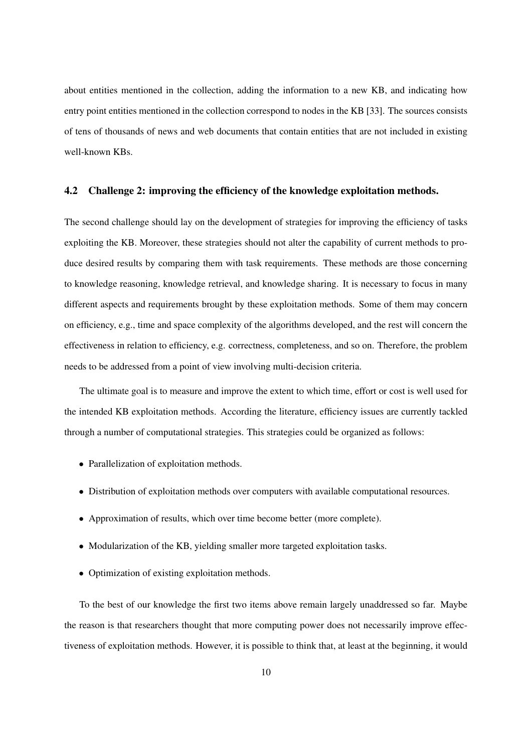about entities mentioned in the collection, adding the information to a new KB, and indicating how entry point entities mentioned in the collection correspond to nodes in the KB [33]. The sources consists of tens of thousands of news and web documents that contain entities that are not included in existing well-known KBs.

### 4.2 Challenge 2: improving the efficiency of the knowledge exploitation methods.

The second challenge should lay on the development of strategies for improving the efficiency of tasks exploiting the KB. Moreover, these strategies should not alter the capability of current methods to produce desired results by comparing them with task requirements. These methods are those concerning to knowledge reasoning, knowledge retrieval, and knowledge sharing. It is necessary to focus in many different aspects and requirements brought by these exploitation methods. Some of them may concern on efficiency, e.g., time and space complexity of the algorithms developed, and the rest will concern the effectiveness in relation to efficiency, e.g. correctness, completeness, and so on. Therefore, the problem needs to be addressed from a point of view involving multi-decision criteria.

The ultimate goal is to measure and improve the extent to which time, effort or cost is well used for the intended KB exploitation methods. According the literature, efficiency issues are currently tackled through a number of computational strategies. This strategies could be organized as follows:

- Parallelization of exploitation methods.
- Distribution of exploitation methods over computers with available computational resources.
- Approximation of results, which over time become better (more complete).
- Modularization of the KB, yielding smaller more targeted exploitation tasks.
- Optimization of existing exploitation methods.

To the best of our knowledge the first two items above remain largely unaddressed so far. Maybe the reason is that researchers thought that more computing power does not necessarily improve effectiveness of exploitation methods. However, it is possible to think that, at least at the beginning, it would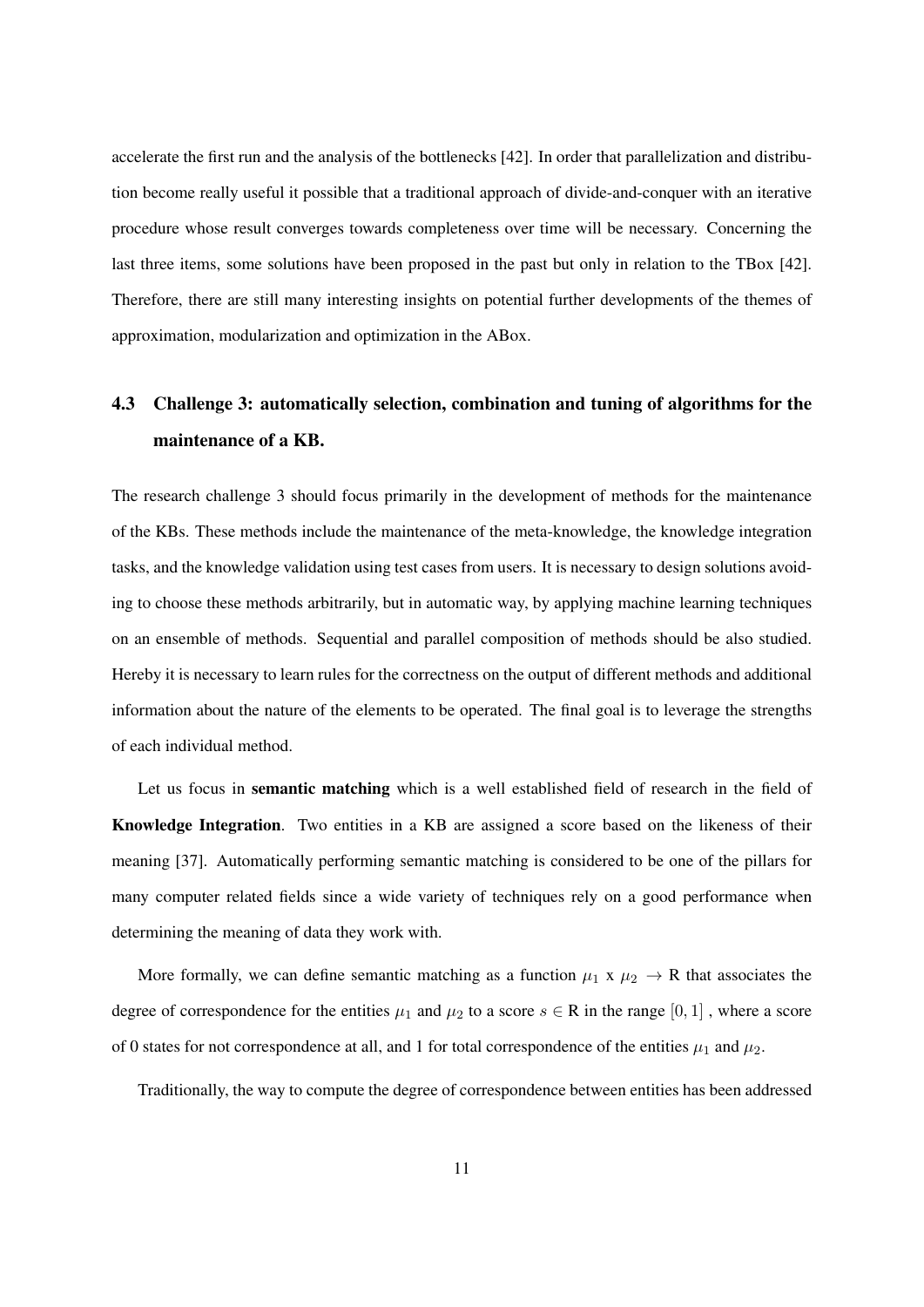accelerate the first run and the analysis of the bottlenecks [42]. In order that parallelization and distribution become really useful it possible that a traditional approach of divide-and-conquer with an iterative procedure whose result converges towards completeness over time will be necessary. Concerning the last three items, some solutions have been proposed in the past but only in relation to the TBox [42]. Therefore, there are still many interesting insights on potential further developments of the themes of approximation, modularization and optimization in the ABox.

## 4.3 Challenge 3: automatically selection, combination and tuning of algorithms for the maintenance of a KB.

The research challenge 3 should focus primarily in the development of methods for the maintenance of the KBs. These methods include the maintenance of the meta-knowledge, the knowledge integration tasks, and the knowledge validation using test cases from users. It is necessary to design solutions avoiding to choose these methods arbitrarily, but in automatic way, by applying machine learning techniques on an ensemble of methods. Sequential and parallel composition of methods should be also studied. Hereby it is necessary to learn rules for the correctness on the output of different methods and additional information about the nature of the elements to be operated. The final goal is to leverage the strengths of each individual method.

Let us focus in **semantic matching** which is a well established field of research in the field of **Knowledge Integration**. Two entities in a KB are assigned a score based on the likeness of their meaning [37]. Automatically performing semantic matching is considered to be one of the pillars for many computer related fields since a wide variety of techniques rely on a good performance when determining the meaning of data they work with.

More formally, we can define semantic matching as a function $\mu_1$ x $\mu_2$ $\rightarrow$ R that associates the degree of correspondence for the entities $\mu_1$ and $\mu_2$ to a score $s \in$ R in the range $[0, 1]$ , where a score of 0 states for not correspondence at all, and 1 for total correspondence of the entities $\mu_1$ and $\mu_2$.

Traditionally, the way to compute the degree of correspondence between entities has been addressed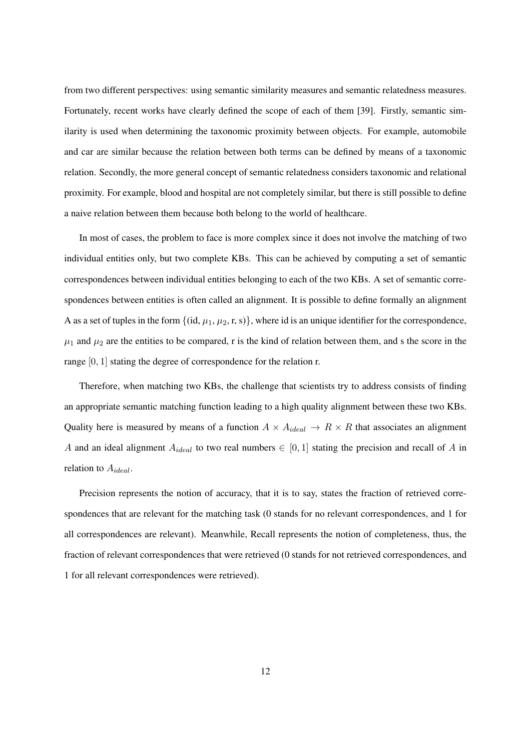from two different perspectives: using semantic similarity measures and semantic relatedness measures. Fortunately, recent works have clearly defined the scope of each of them [39]. Firstly, semantic similarity is used when determining the taxonomic proximity between objects. For example, automobile and car are similar because the relation between both terms can be defined by means of a taxonomic relation. Secondly, the more general concept of semantic relatedness considers taxonomic and relational proximity. For example, blood and hospital are not completely similar, but there is still possible to define a naive relation between them because both belong to the world of healthcare.

In most of cases, the problem to face is more complex since it does not involve the matching of two individual entities only, but two complete KBs. This can be achieved by computing a set of semantic correspondences between individual entities belonging to each of the two KBs. A set of semantic correspondences between entities is often called an alignment. It is possible to define formally an alignment A as a set of tuples in the form $\{$(id, $\mu_1$, $\mu_2$, r, s)$\}$, where id is an unique identifier for the correspondence, $\mu_1$ and $\mu_2$ are the entities to be compared, r is the kind of relation between them, and s the score in the range $[0, 1]$ stating the degree of correspondence for the relation r.

Therefore, when matching two KBs, the challenge that scientists try to address consists of finding an appropriate semantic matching function leading to a high quality alignment between these two KBs. Quality here is measured by means of a function $A \times A_{ideal} \rightarrow R \times R$ that associates an alignment $A$ and an ideal alignment $A_{ideal}$ to two real numbers $\in [0, 1]$ stating the precision and recall of $A$ in relation to $A_{ideal}$.

Precision represents the notion of accuracy, that it is to say, states the fraction of retrieved correspondences that are relevant for the matching task (0 stands for no relevant correspondences, and 1 for all correspondences are relevant). Meanwhile, Recall represents the notion of completeness, thus, the fraction of relevant correspondences that were retrieved (0 stands for not retrieved correspondences, and 1 for all relevant correspondences were retrieved).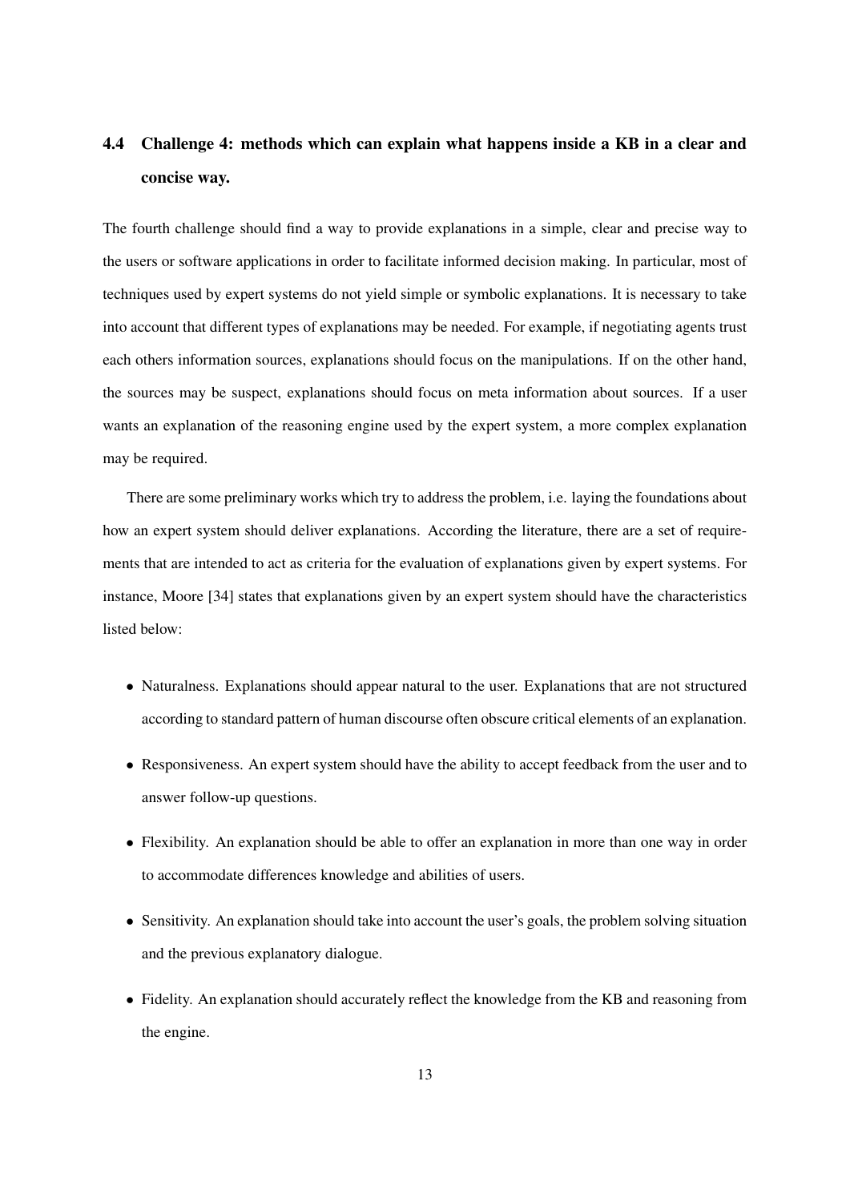### 4.4 Challenge 4: methods which can explain what happens inside a KB in a clear and concise way.

The fourth challenge should find a way to provide explanations in a simple, clear and precise way to the users or software applications in order to facilitate informed decision making. In particular, most of techniques used by expert systems do not yield simple or symbolic explanations. It is necessary to take into account that different types of explanations may be needed. For example, if negotiating agents trust each others information sources, explanations should focus on the manipulations. If on the other hand, the sources may be suspect, explanations should focus on meta information about sources. If a user wants an explanation of the reasoning engine used by the expert system, a more complex explanation may be required.

There are some preliminary works which try to address the problem, i.e. laying the foundations about how an expert system should deliver explanations. According the literature, there are a set of requirements that are intended to act as criteria for the evaluation of explanations given by expert systems. For instance, Moore [34] states that explanations given by an expert system should have the characteristics listed below:

- Naturalness. Explanations should appear natural to the user. Explanations that are not structured according to standard pattern of human discourse often obscure critical elements of an explanation.
- Responsiveness. An expert system should have the ability to accept feedback from the user and to answer follow-up questions.
- Flexibility. An explanation should be able to offer an explanation in more than one way in order to accommodate differences knowledge and abilities of users.
- Sensitivity. An explanation should take into account the user's goals, the problem solving situation and the previous explanatory dialogue.
- Fidelity. An explanation should accurately reflect the knowledge from the KB and reasoning from the engine.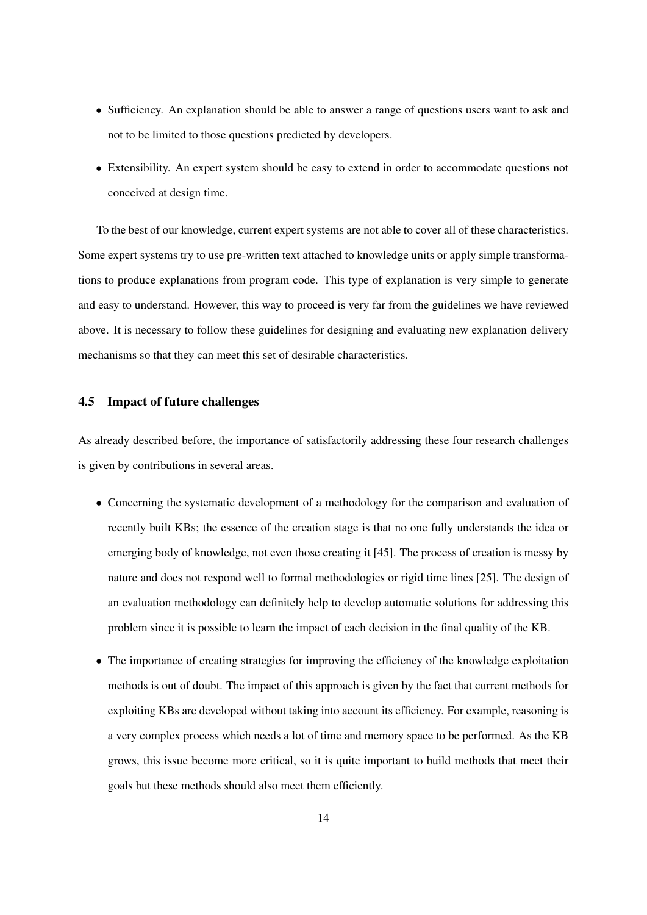- Sufficiency. An explanation should be able to answer a range of questions users want to ask and not to be limited to those questions predicted by developers.
- Extensibility. An expert system should be easy to extend in order to accommodate questions not conceived at design time.

To the best of our knowledge, current expert systems are not able to cover all of these characteristics. Some expert systems try to use pre-written text attached to knowledge units or apply simple transformations to produce explanations from program code. This type of explanation is very simple to generate and easy to understand. However, this way to proceed is very far from the guidelines we have reviewed above. It is necessary to follow these guidelines for designing and evaluating new explanation delivery mechanisms so that they can meet this set of desirable characteristics.

### 4.5 Impact of future challenges

As already described before, the importance of satisfactorily addressing these four research challenges is given by contributions in several areas.

- Concerning the systematic development of a methodology for the comparison and evaluation of recently built KBs; the essence of the creation stage is that no one fully understands the idea or emerging body of knowledge, not even those creating it [45]. The process of creation is messy by nature and does not respond well to formal methodologies or rigid time lines [25]. The design of an evaluation methodology can definitely help to develop automatic solutions for addressing this problem since it is possible to learn the impact of each decision in the final quality of the KB.
- The importance of creating strategies for improving the efficiency of the knowledge exploitation methods is out of doubt. The impact of this approach is given by the fact that current methods for exploiting KBs are developed without taking into account its efficiency. For example, reasoning is a very complex process which needs a lot of time and memory space to be performed. As the KB grows, this issue become more critical, so it is quite important to build methods that meet their goals but these methods should also meet them efficiently.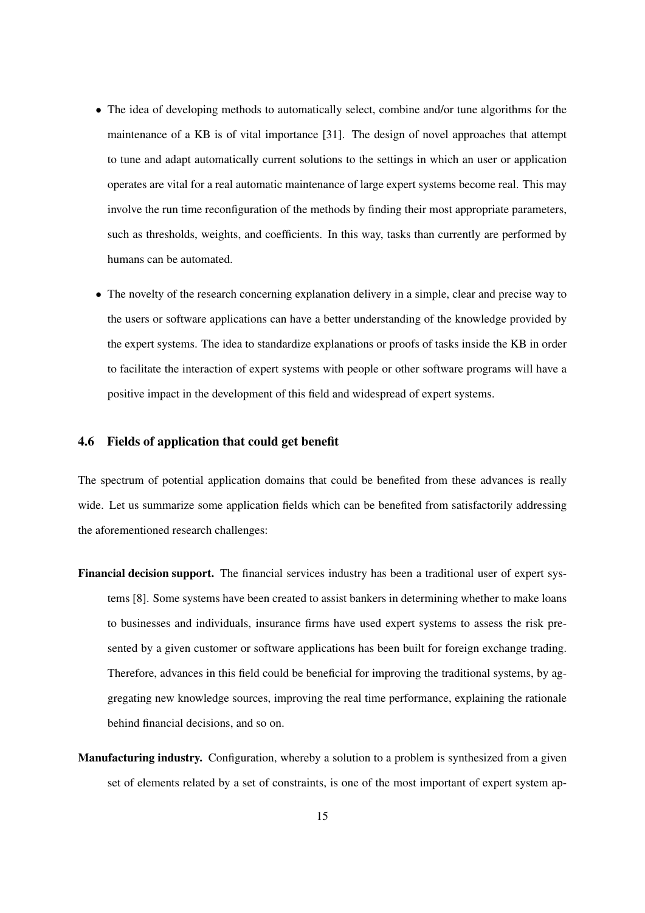- The idea of developing methods to automatically select, combine and/or tune algorithms for the maintenance of a KB is of vital importance [31]. The design of novel approaches that attempt to tune and adapt automatically current solutions to the settings in which an user or application operates are vital for a real automatic maintenance of large expert systems become real. This may involve the run time reconfiguration of the methods by finding their most appropriate parameters, such as thresholds, weights, and coefficients. In this way, tasks than currently are performed by humans can be automated.

- The novelty of the research concerning explanation delivery in a simple, clear and precise way to the users or software applications can have a better understanding of the knowledge provided by the expert systems. The idea to standardize explanations or proofs of tasks inside the KB in order to facilitate the interaction of expert systems with people or other software programs will have a positive impact in the development of this field and widespread of expert systems.

### 4.6 Fields of application that could get benefit

The spectrum of potential application domains that could be benefited from these advances is really wide. Let us summarize some application fields which can be benefited from satisfactorily addressing the aforementioned research challenges:

**Financial decision support.** The financial services industry has been a traditional user of expert systems [8]. Some systems have been created to assist bankers in determining whether to make loans to businesses and individuals, insurance firms have used expert systems to assess the risk presented by a given customer or software applications has been built for foreign exchange trading. Therefore, advances in this field could be beneficial for improving the traditional systems, by aggregating new knowledge sources, improving the real time performance, explaining the rationale behind financial decisions, and so on.

**Manufacturing industry.** Configuration, whereby a solution to a problem is synthesized from a given set of elements related by a set of constraints, is one of the most important of expert system ap-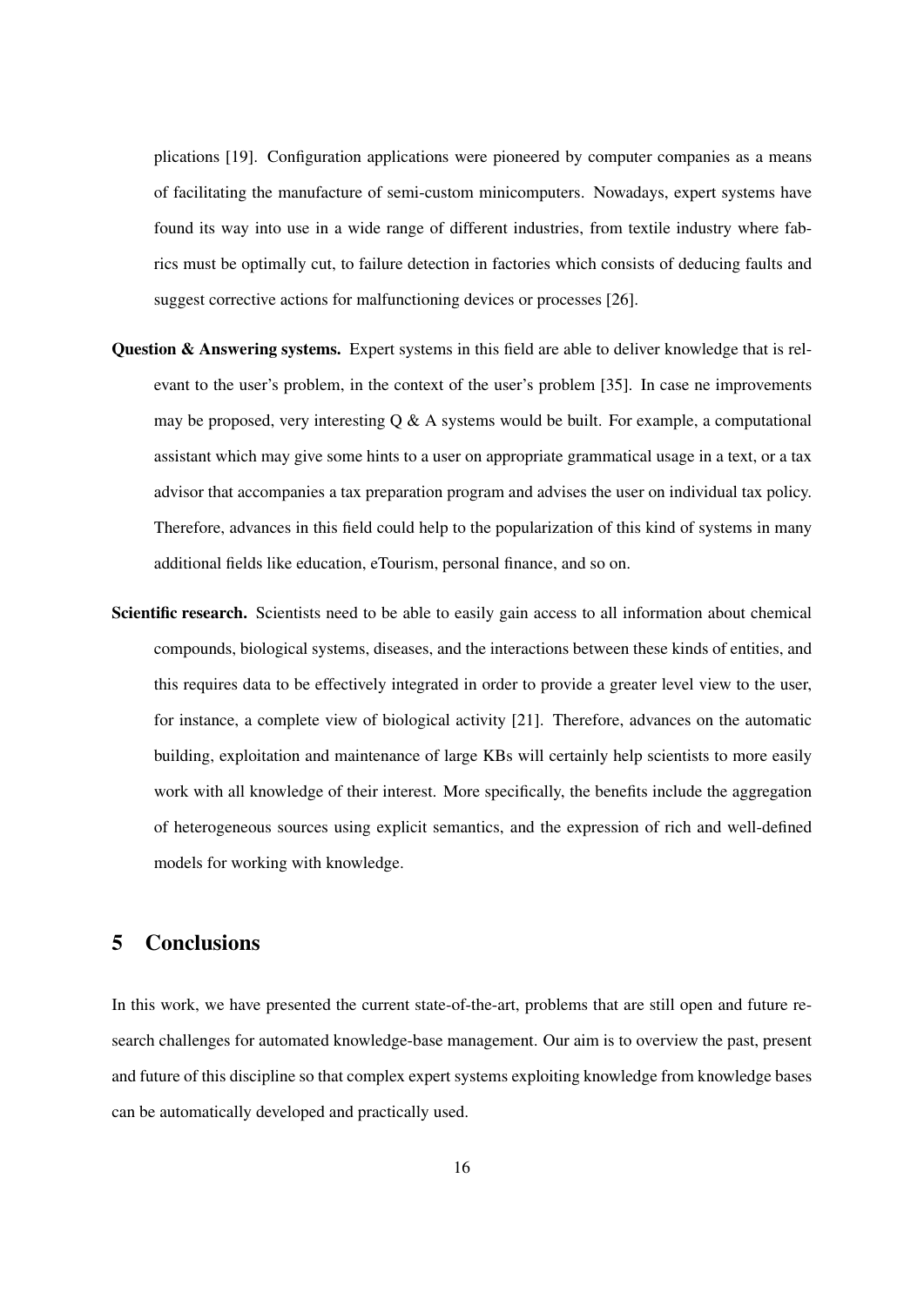plications [19]. Configuration applications were pioneered by computer companies as a means of facilitating the manufacture of semi-custom minicomputers. Nowadays, expert systems have found its way into use in a wide range of different industries, from textile industry where fabrics must be optimally cut, to failure detection in factories which consists of deducing faults and suggest corrective actions for malfunctioning devices or processes [26].

**Question & Answering systems.** Expert systems in this field are able to deliver knowledge that is relevant to the user's problem, in the context of the user's problem [35]. In case ne improvements may be proposed, very interesting Q & A systems would be built. For example, a computational assistant which may give some hints to a user on appropriate grammatical usage in a text, or a tax advisor that accompanies a tax preparation program and advises the user on individual tax policy. Therefore, advances in this field could help to the popularization of this kind of systems in many additional fields like education, eTourism, personal finance, and so on.

**Scientific research.** Scientists need to be able to easily gain access to all information about chemical compounds, biological systems, diseases, and the interactions between these kinds of entities, and this requires data to be effectively integrated in order to provide a greater level view to the user, for instance, a complete view of biological activity [21]. Therefore, advances on the automatic building, exploitation and maintenance of large KBs will certainly help scientists to more easily work with all knowledge of their interest. More specifically, the benefits include the aggregation of heterogeneous sources using explicit semantics, and the expression of rich and well-defined models for working with knowledge.

## 5 Conclusions

In this work, we have presented the current state-of-the-art, problems that are still open and future research challenges for automated knowledge-base management. Our aim is to overview the past, present and future of this discipline so that complex expert systems exploiting knowledge from knowledge bases can be automatically developed and practically used.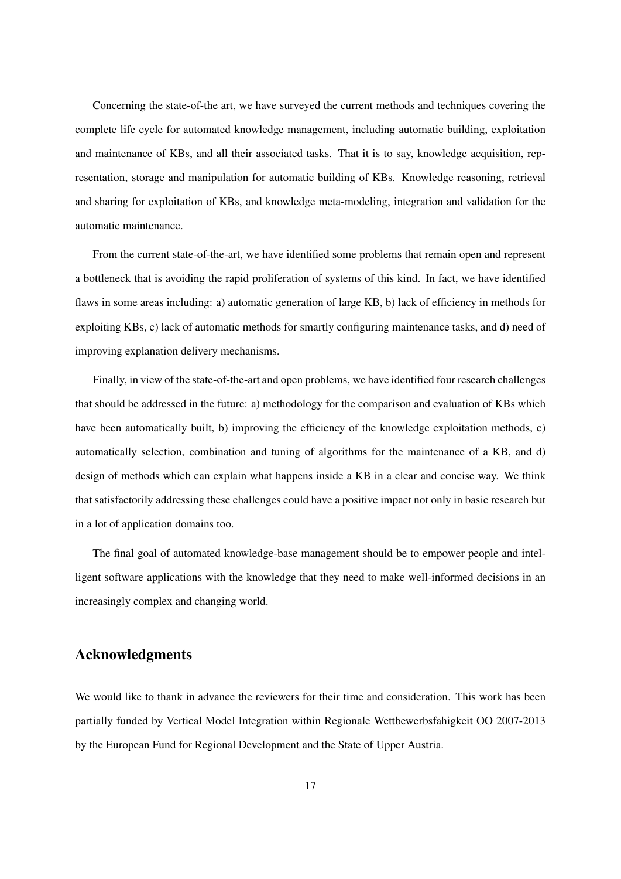Concerning the state-of-the art, we have surveyed the current methods and techniques covering the complete life cycle for automated knowledge management, including automatic building, exploitation and maintenance of KBs, and all their associated tasks. That it is to say, knowledge acquisition, representation, storage and manipulation for automatic building of KBs. Knowledge reasoning, retrieval and sharing for exploitation of KBs, and knowledge meta-modeling, integration and validation for the automatic maintenance.

From the current state-of-the-art, we have identified some problems that remain open and represent a bottleneck that is avoiding the rapid proliferation of systems of this kind. In fact, we have identified flaws in some areas including: a) automatic generation of large KB, b) lack of efficiency in methods for exploiting KBs, c) lack of automatic methods for smartly configuring maintenance tasks, and d) need of improving explanation delivery mechanisms.

Finally, in view of the state-of-the-art and open problems, we have identified four research challenges that should be addressed in the future: a) methodology for the comparison and evaluation of KBs which have been automatically built, b) improving the efficiency of the knowledge exploitation methods, c) automatically selection, combination and tuning of algorithms for the maintenance of a KB, and d) design of methods which can explain what happens inside a KB in a clear and concise way. We think that satisfactorily addressing these challenges could have a positive impact not only in basic research but in a lot of application domains too.

The final goal of automated knowledge-base management should be to empower people and intelligent software applications with the knowledge that they need to make well-informed decisions in an increasingly complex and changing world.

## Acknowledgments

We would like to thank in advance the reviewers for their time and consideration. This work has been partially funded by Vertical Model Integration within Regionale Wettbewerbsfahigkeit OO 2007-2013 by the European Fund for Regional Development and the State of Upper Austria.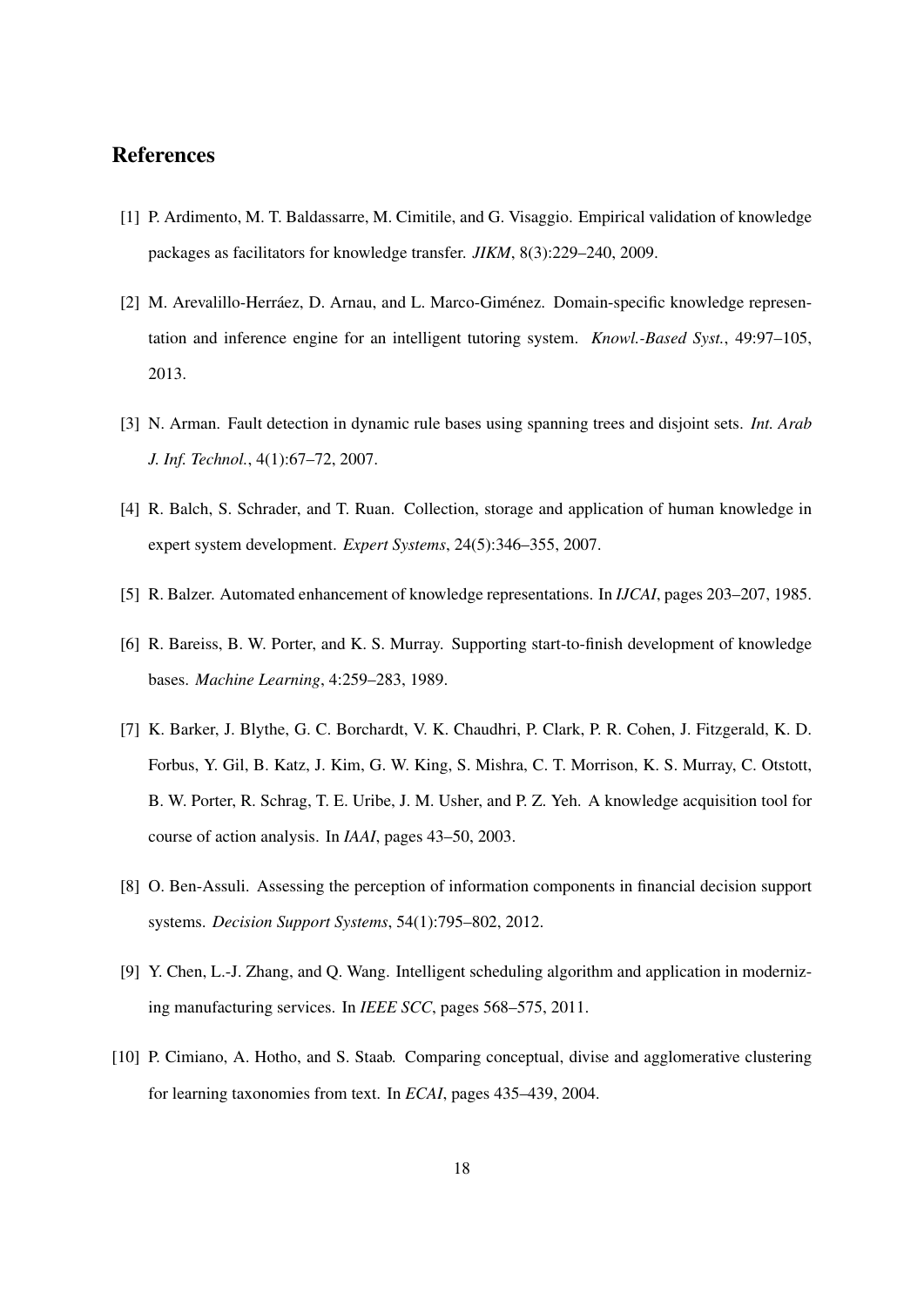## References

[1] P. Ardimento, M. T. Baldassarre, M. Cimitile, and G. Visaggio. Empirical validation of knowledge packages as facilitators for knowledge transfer. *JIKM*, 8(3):229–240, 2009.

[2] M. Arevalillo-Herráez, D. Arnau, and L. Marco-Giménez. Domain-specific knowledge representation and inference engine for an intelligent tutoring system. *Knowl.-Based Syst.*, 49:97–105, 2013.

[3] N. Arman. Fault detection in dynamic rule bases using spanning trees and disjoint sets. *Int. Arab J. Inf. Technol.*, 4(1):67–72, 2007.

[4] R. Balch, S. Schrader, and T. Ruan. Collection, storage and application of human knowledge in expert system development. *Expert Systems*, 24(5):346–355, 2007.

[5] R. Balzer. Automated enhancement of knowledge representations. In *IJCAI*, pages 203–207, 1985.

[6] R. Bareiss, B. W. Porter, and K. S. Murray. Supporting start-to-finish development of knowledge bases. *Machine Learning*, 4:259–283, 1989.

[7] K. Barker, J. Blythe, G. C. Borchardt, V. K. Chaudhri, P. Clark, P. R. Cohen, J. Fitzgerald, K. D. Forbus, Y. Gil, B. Katz, J. Kim, G. W. King, S. Mishra, C. T. Morrison, K. S. Murray, C. Otstott, B. W. Porter, R. Schrag, T. E. Uribe, J. M. Usher, and P. Z. Yeh. A knowledge acquisition tool for course of action analysis. In *IAAI*, pages 43–50, 2003.

[8] O. Ben-Assuli. Assessing the perception of information components in financial decision support systems. *Decision Support Systems*, 54(1):795–802, 2012.

[9] Y. Chen, L.-J. Zhang, and Q. Wang. Intelligent scheduling algorithm and application in modernizing manufacturing services. In *IEEE SCC*, pages 568–575, 2011.

[10] P. Cimiano, A. Hotho, and S. Staab. Comparing conceptual, divise and agglomerative clustering for learning taxonomies from text. In *ECAI*, pages 435–439, 2004.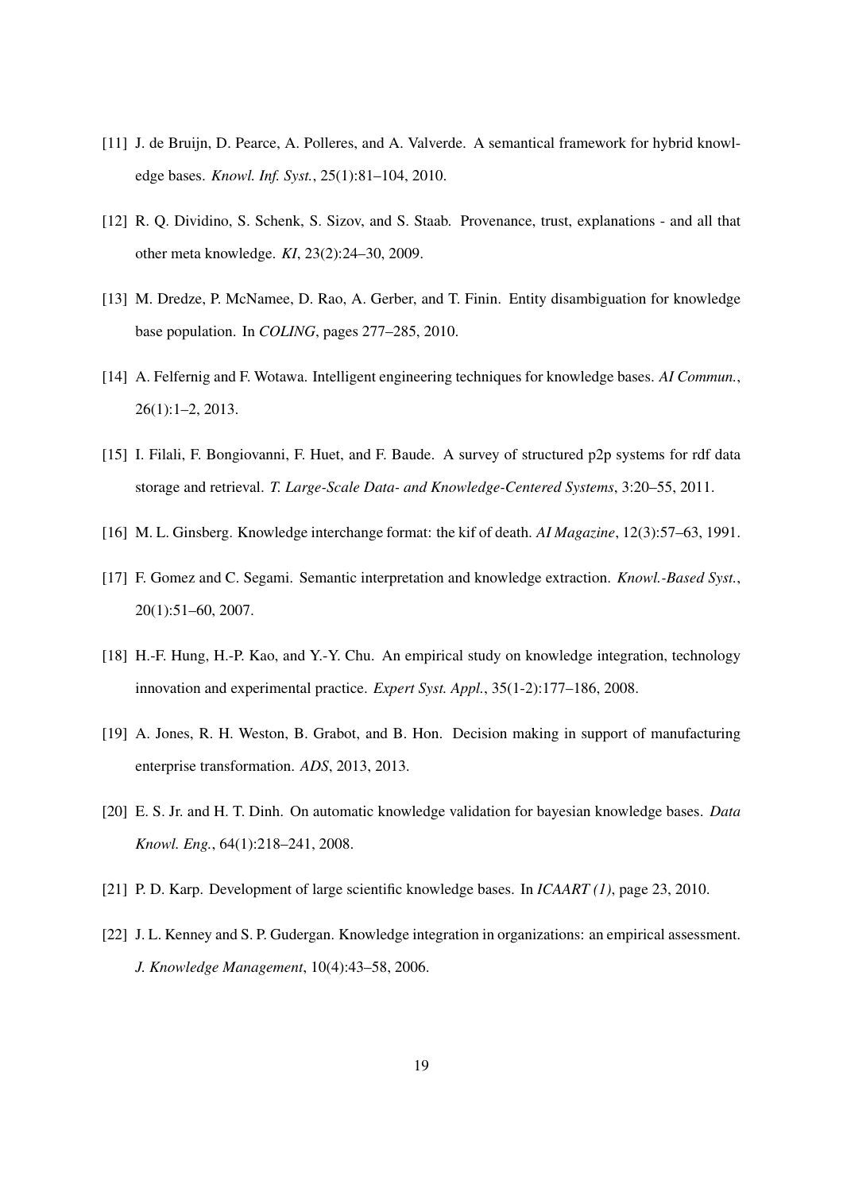[11] J. de Bruijn, D. Pearce, A. Polleres, and A. Valverde. A semantical framework for hybrid knowledge bases. *Knowl. Inf. Syst.*, 25(1):81–104, 2010.

[12] R. Q. Dividino, S. Schenk, S. Sizov, and S. Staab. Provenance, trust, explanations - and all that other meta knowledge. *KI*, 23(2):24–30, 2009.

[13] M. Dredze, P. McNamee, D. Rao, A. Gerber, and T. Finin. Entity disambiguation for knowledge base population. In *COLING*, pages 277–285, 2010.

[14] A. Felfernig and F. Wotawa. Intelligent engineering techniques for knowledge bases. *AI Commun.*, 26(1):1–2, 2013.

[15] I. Filali, F. Bongiovanni, F. Huet, and F. Baude. A survey of structured p2p systems for rdf data storage and retrieval. *T. Large-Scale Data- and Knowledge-Centered Systems*, 3:20–55, 2011.

[16] M. L. Ginsberg. Knowledge interchange format: the kif of death. *AI Magazine*, 12(3):57–63, 1991.

[17] F. Gomez and C. Segami. Semantic interpretation and knowledge extraction. *Knowl.-Based Syst.*, 20(1):51–60, 2007.

[18] H.-F. Hung, H.-P. Kao, and Y.-Y. Chu. An empirical study on knowledge integration, technology innovation and experimental practice. *Expert Syst. Appl.*, 35(1-2):177–186, 2008.

[19] A. Jones, R. H. Weston, B. Grabot, and B. Hon. Decision making in support of manufacturing enterprise transformation. *ADS*, 2013, 2013.

[20] E. S. Jr. and H. T. Dinh. On automatic knowledge validation for bayesian knowledge bases. *Data Knowl. Eng.*, 64(1):218–241, 2008.

[21] P. D. Karp. Development of large scientific knowledge bases. In *ICAART (1)*, page 23, 2010.

[22] J. L. Kenney and S. P. Gudergan. Knowledge integration in organizations: an empirical assessment. *J. Knowledge Management*, 10(4):43–58, 2006.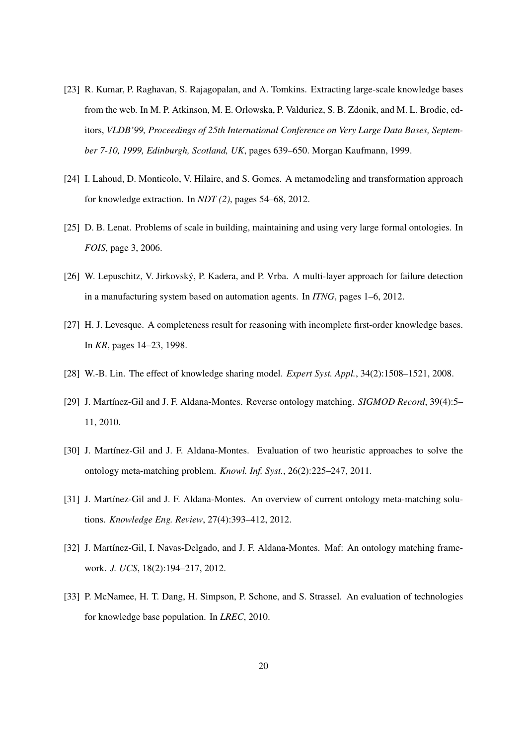[23] R. Kumar, P. Raghavan, S. Rajagopalan, and A. Tomkins. Extracting large-scale knowledge bases from the web. In M. P. Atkinson, M. E. Orlowska, P. Valduriez, S. B. Zdonik, and M. L. Brodie, editors, *VLDB'99, Proceedings of 25th International Conference on Very Large Data Bases, September 7-10, 1999, Edinburgh, Scotland, UK*, pages 639–650. Morgan Kaufmann, 1999.

[24] I. Lahoud, D. Monticolo, V. Hilaire, and S. Gomes. A metamodeling and transformation approach for knowledge extraction. In *NDT (2)*, pages 54–68, 2012.

[25] D. B. Lenat. Problems of scale in building, maintaining and using very large formal ontologies. In *FOIS*, page 3, 2006.

[26] W. Lepuschitz, V. Jirkovský, P. Kadera, and P. Vrba. A multi-layer approach for failure detection in a manufacturing system based on automation agents. In *ITNG*, pages 1–6, 2012.

[27] H. J. Levesque. A completeness result for reasoning with incomplete first-order knowledge bases. In *KR*, pages 14–23, 1998.

[28] W.-B. Lin. The effect of knowledge sharing model. *Expert Syst. Appl.*, 34(2):1508–1521, 2008.

[29] J. Martínez-Gil and J. F. Aldana-Montes. Reverse ontology matching. *SIGMOD Record*, 39(4):5–11, 2010.

[30] J. Martínez-Gil and J. F. Aldana-Montes. Evaluation of two heuristic approaches to solve the ontology meta-matching problem. *Knowl. Inf. Syst.*, 26(2):225–247, 2011.

[31] J. Martínez-Gil and J. F. Aldana-Montes. An overview of current ontology meta-matching solutions. *Knowledge Eng. Review*, 27(4):393–412, 2012.

[32] J. Martínez-Gil, I. Navas-Delgado, and J. F. Aldana-Montes. Maf: An ontology matching framework. *J. UCS*, 18(2):194–217, 2012.

[33] P. McNamee, H. T. Dang, H. Simpson, P. Schone, and S. Strassel. An evaluation of technologies for knowledge base population. In *LREC*, 2010.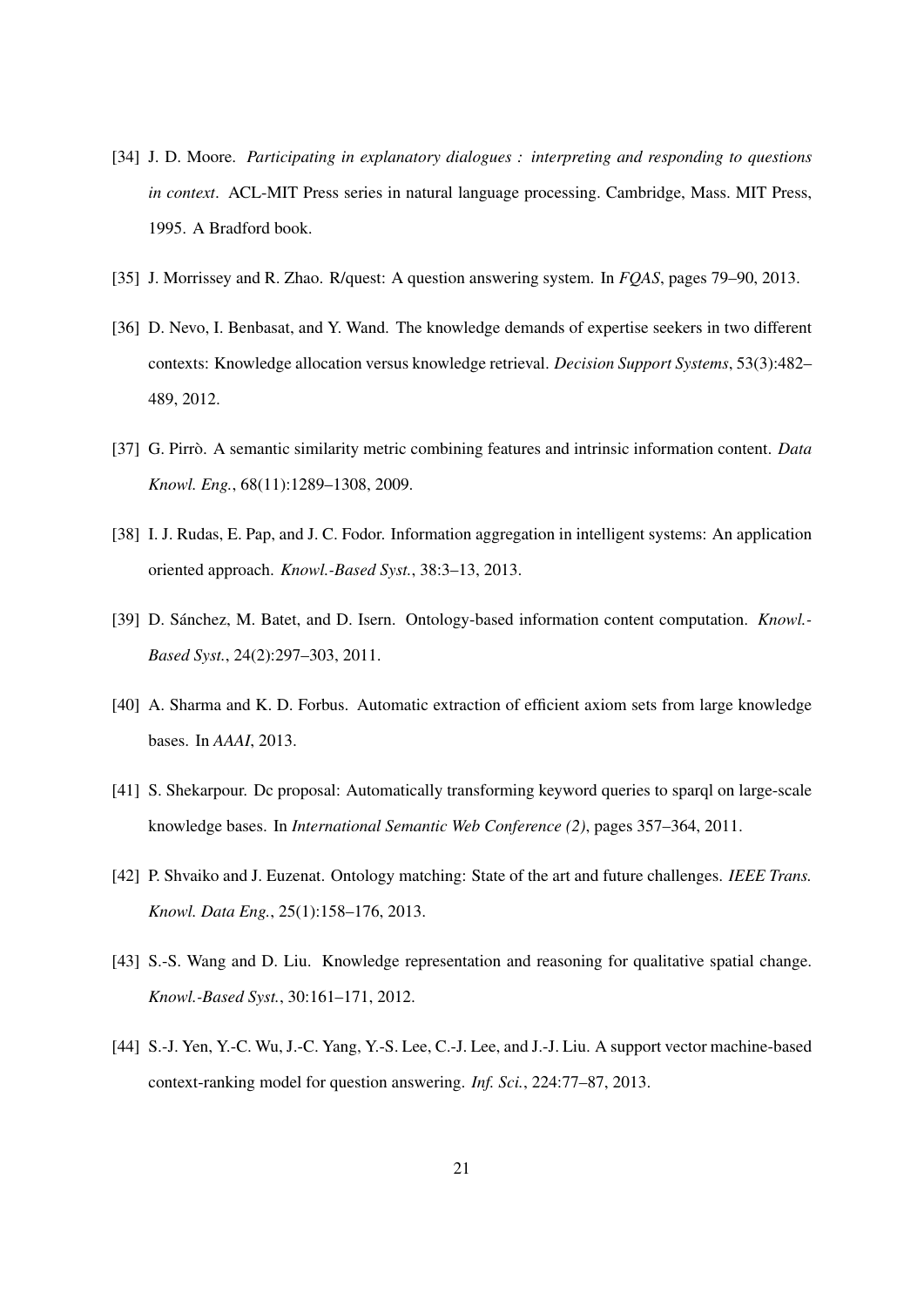[34] J. D. Moore. *Participating in explanatory dialogues : interpreting and responding to questions in context*. ACL-MIT Press series in natural language processing. Cambridge, Mass. MIT Press, 1995. A Bradford book.

[35] J. Morrissey and R. Zhao. R/quest: A question answering system. In *FQAS*, pages 79–90, 2013.

[36] D. Nevo, I. Benbasat, and Y. Wand. The knowledge demands of expertise seekers in two different contexts: Knowledge allocation versus knowledge retrieval. *Decision Support Systems*, 53(3):482–489, 2012.

[37] G. Pirrò. A semantic similarity metric combining features and intrinsic information content. *Data Knowl. Eng.*, 68(11):1289–1308, 2009.

[38] I. J. Rudas, E. Pap, and J. C. Fodor. Information aggregation in intelligent systems: An application oriented approach. *Knowl.-Based Syst.*, 38:3–13, 2013.

[39] D. Sánchez, M. Batet, and D. Isern. Ontology-based information content computation. *Knowl.-Based Syst.*, 24(2):297–303, 2011.

[40] A. Sharma and K. D. Forbus. Automatic extraction of efficient axiom sets from large knowledge bases. In *AAAI*, 2013.

[41] S. Shekarpour. Dc proposal: Automatically transforming keyword queries to sparql on large-scale knowledge bases. In *International Semantic Web Conference (2)*, pages 357–364, 2011.

[42] P. Shvaiko and J. Euzenat. Ontology matching: State of the art and future challenges. *IEEE Trans. Knowl. Data Eng.*, 25(1):158–176, 2013.

[43] S.-S. Wang and D. Liu. Knowledge representation and reasoning for qualitative spatial change. *Knowl.-Based Syst.*, 30:161–171, 2012.

[44] S.-J. Yen, Y.-C. Wu, J.-C. Yang, Y.-S. Lee, C.-J. Lee, and J.-J. Liu. A support vector machine-based context-ranking model for question answering. *Inf. Sci.*, 224:77–87, 2013.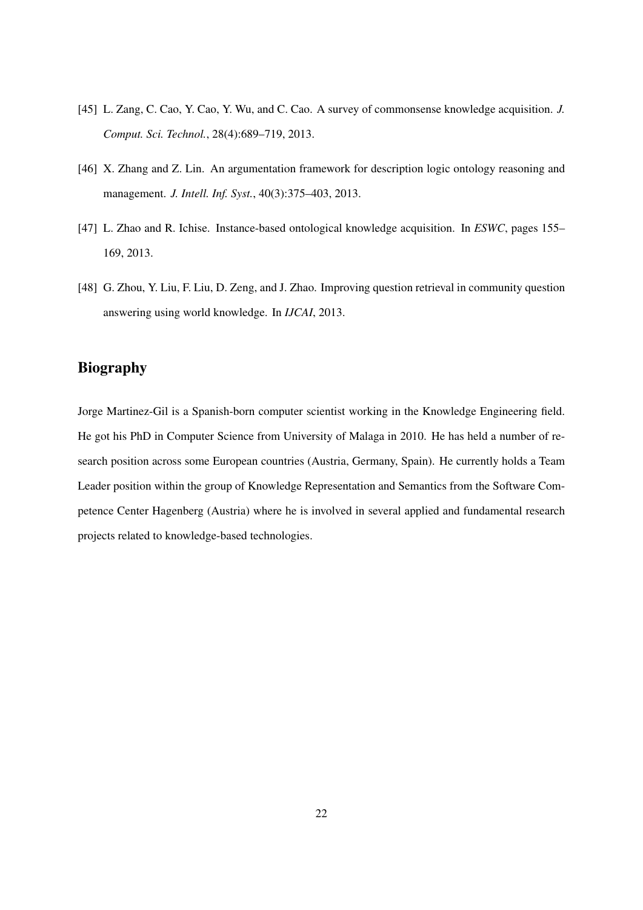[45] L. Zang, C. Cao, Y. Cao, Y. Wu, and C. Cao. A survey of commonsense knowledge acquisition. *J. Comput. Sci. Technol.*, 28(4):689–719, 2013.

[46] X. Zhang and Z. Lin. An argumentation framework for description logic ontology reasoning and management. *J. Intell. Inf. Syst.*, 40(3):375–403, 2013.

[47] L. Zhao and R. Ichise. Instance-based ontological knowledge acquisition. In *ESWC*, pages 155–169, 2013.

[48] G. Zhou, Y. Liu, F. Liu, D. Zeng, and J. Zhao. Improving question retrieval in community question answering using world knowledge. In *IJCAI*, 2013.

## Biography

Jorge Martinez-Gil is a Spanish-born computer scientist working in the Knowledge Engineering field. He got his PhD in Computer Science from University of Malaga in 2010. He has held a number of research position across some European countries (Austria, Germany, Spain). He currently holds a Team Leader position within the group of Knowledge Representation and Semantics from the Software Competence Center Hagenberg (Austria) where he is involved in several applied and fundamental research projects related to knowledge-based technologies.